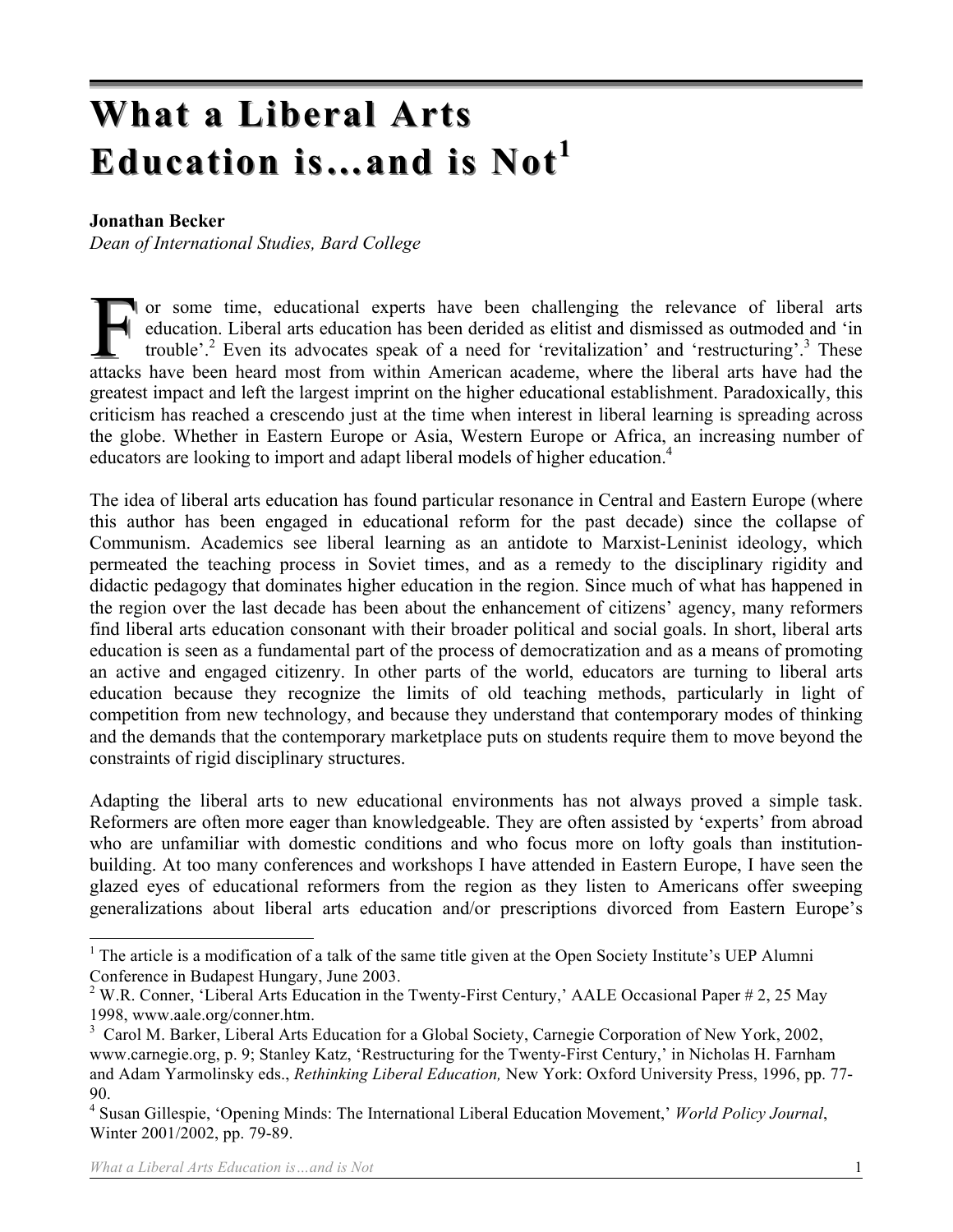# What a Liberal Arts Education is…and is Not[1]

**Jonathan Becker**
*Dean of International Studies, Bard College*

For some time, educational experts have been challenging the relevance of liberal arts education. Liberal arts education has been derided as elitist and dismissed as outmoded and 'in trouble'.[2] Even its advocates speak of a need for 'revitalization' and 'restructuring'.[3] These attacks have been heard most from within American academe, where the liberal arts have had the greatest impact and left the largest imprint on the higher educational establishment. Paradoxically, this criticism has reached a crescendo just at the time when interest in liberal learning is spreading across the globe. Whether in Eastern Europe or Asia, Western Europe or Africa, an increasing number of educators are looking to import and adapt liberal models of higher education.[4]

The idea of liberal arts education has found particular resonance in Central and Eastern Europe (where this author has been engaged in educational reform for the past decade) since the collapse of Communism. Academics see liberal learning as an antidote to Marxist-Leninist ideology, which permeated the teaching process in Soviet times, and as a remedy to the disciplinary rigidity and didactic pedagogy that dominates higher education in the region. Since much of what has happened in the region over the last decade has been about the enhancement of citizens' agency, many reformers find liberal arts education consonant with their broader political and social goals. In short, liberal arts education is seen as a fundamental part of the process of democratization and as a means of promoting an active and engaged citizenry. In other parts of the world, educators are turning to liberal arts education because they recognize the limits of old teaching methods, particularly in light of competition from new technology, and because they understand that contemporary modes of thinking and the demands that the contemporary marketplace puts on students require them to move beyond the constraints of rigid disciplinary structures.

Adapting the liberal arts to new educational environments has not always proved a simple task. Reformers are often more eager than knowledgeable. They are often assisted by 'experts' from abroad who are unfamiliar with domestic conditions and who focus more on lofty goals than institution-building. At too many conferences and workshops I have attended in Eastern Europe, I have seen the glazed eyes of educational reformers from the region as they listen to Americans offer sweeping generalizations about liberal arts education and/or prescriptions divorced from Eastern Europe's

---

[1] The article is a modification of a talk of the same title given at the Open Society Institute's UEP Alumni Conference in Budapest Hungary, June 2003.

[2] W.R. Conner, 'Liberal Arts Education in the Twenty-First Century,' AALE Occasional Paper # 2, 25 May 1998, www.aale.org/conner.htm.

[3] Carol M. Barker, Liberal Arts Education for a Global Society, Carnegie Corporation of New York, 2002, www.carnegie.org, p. 9; Stanley Katz, 'Restructuring for the Twenty-First Century,' in Nicholas H. Farnham and Adam Yarmolinsky eds., *Rethinking Liberal Education,* New York: Oxford University Press, 1996, pp. 77-90.

[4] Susan Gillespie, 'Opening Minds: The International Liberal Education Movement,' *World Policy Journal*, Winter 2001/2002, pp. 79-89.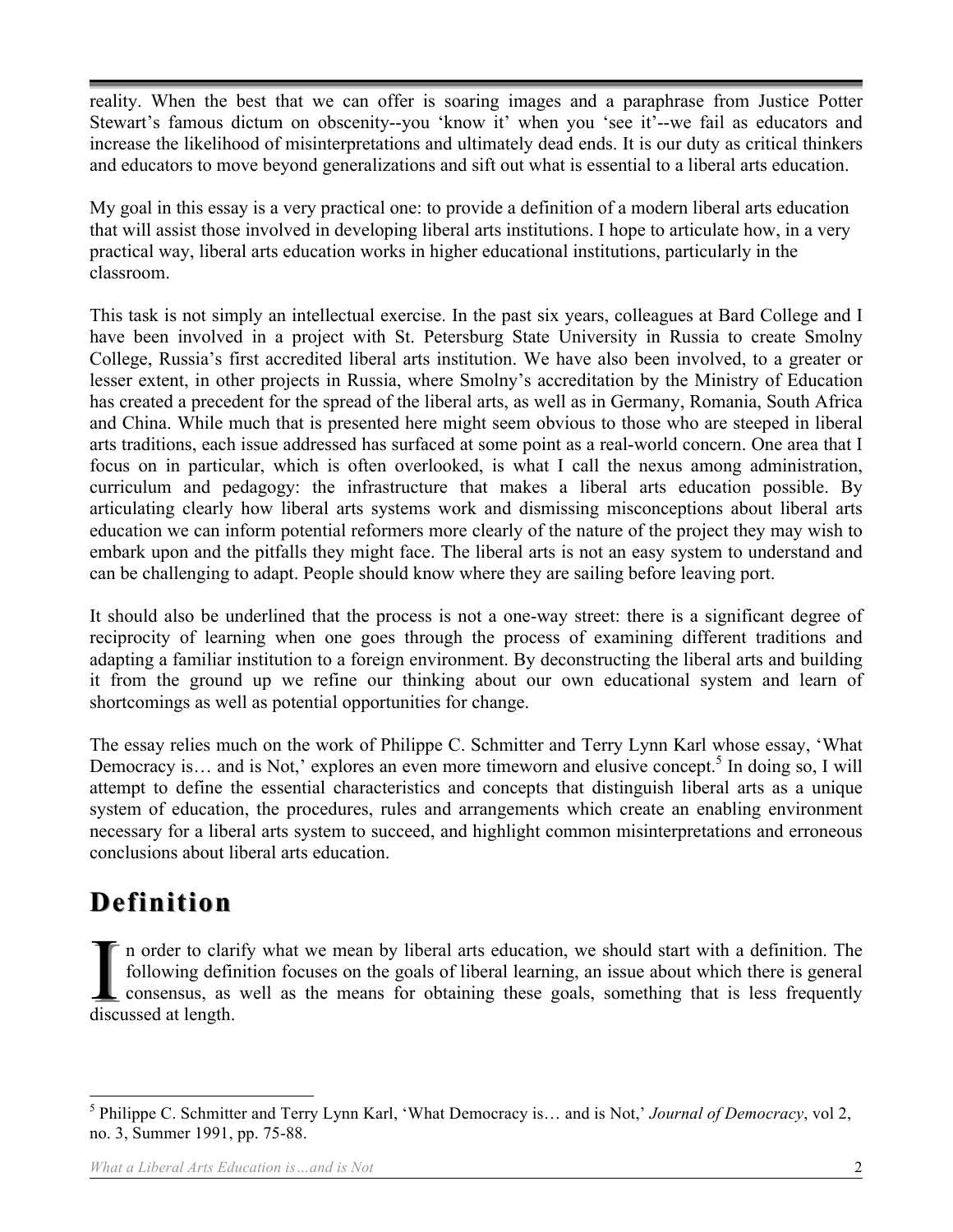reality. When the best that we can offer is soaring images and a paraphrase from Justice Potter Stewart's famous dictum on obscenity--you 'know it' when you 'see it'--we fail as educators and increase the likelihood of misinterpretations and ultimately dead ends. It is our duty as critical thinkers and educators to move beyond generalizations and sift out what is essential to a liberal arts education.

My goal in this essay is a very practical one: to provide a definition of a modern liberal arts education that will assist those involved in developing liberal arts institutions. I hope to articulate how, in a very practical way, liberal arts education works in higher educational institutions, particularly in the classroom.

This task is not simply an intellectual exercise. In the past six years, colleagues at Bard College and I have been involved in a project with St. Petersburg State University in Russia to create Smolny College, Russia's first accredited liberal arts institution. We have also been involved, to a greater or lesser extent, in other projects in Russia, where Smolny's accreditation by the Ministry of Education has created a precedent for the spread of the liberal arts, as well as in Germany, Romania, South Africa and China. While much that is presented here might seem obvious to those who are steeped in liberal arts traditions, each issue addressed has surfaced at some point as a real-world concern. One area that I focus on in particular, which is often overlooked, is what I call the nexus among administration, curriculum and pedagogy: the infrastructure that makes a liberal arts education possible. By articulating clearly how liberal arts systems work and dismissing misconceptions about liberal arts education we can inform potential reformers more clearly of the nature of the project they may wish to embark upon and the pitfalls they might face. The liberal arts is not an easy system to understand and can be challenging to adapt. People should know where they are sailing before leaving port.

It should also be underlined that the process is not a one-way street: there is a significant degree of reciprocity of learning when one goes through the process of examining different traditions and adapting a familiar institution to a foreign environment. By deconstructing the liberal arts and building it from the ground up we refine our thinking about our own educational system and learn of shortcomings as well as potential opportunities for change.

The essay relies much on the work of Philippe C. Schmitter and Terry Lynn Karl whose essay, 'What Democracy is… and is Not,' explores an even more timeworn and elusive concept.[5] In doing so, I will attempt to define the essential characteristics and concepts that distinguish liberal arts as a unique system of education, the procedures, rules and arrangements which create an enabling environment necessary for a liberal arts system to succeed, and highlight common misinterpretations and erroneous conclusions about liberal arts education.

## Definition

In order to clarify what we mean by liberal arts education, we should start with a definition. The following definition focuses on the goals of liberal learning, an issue about which there is general consensus, as well as the means for obtaining these goals, something that is less frequently discussed at length.

---

[5] Philippe C. Schmitter and Terry Lynn Karl, 'What Democracy is… and is Not,' *Journal of Democracy*, vol 2, no. 3, Summer 1991, pp. 75-88.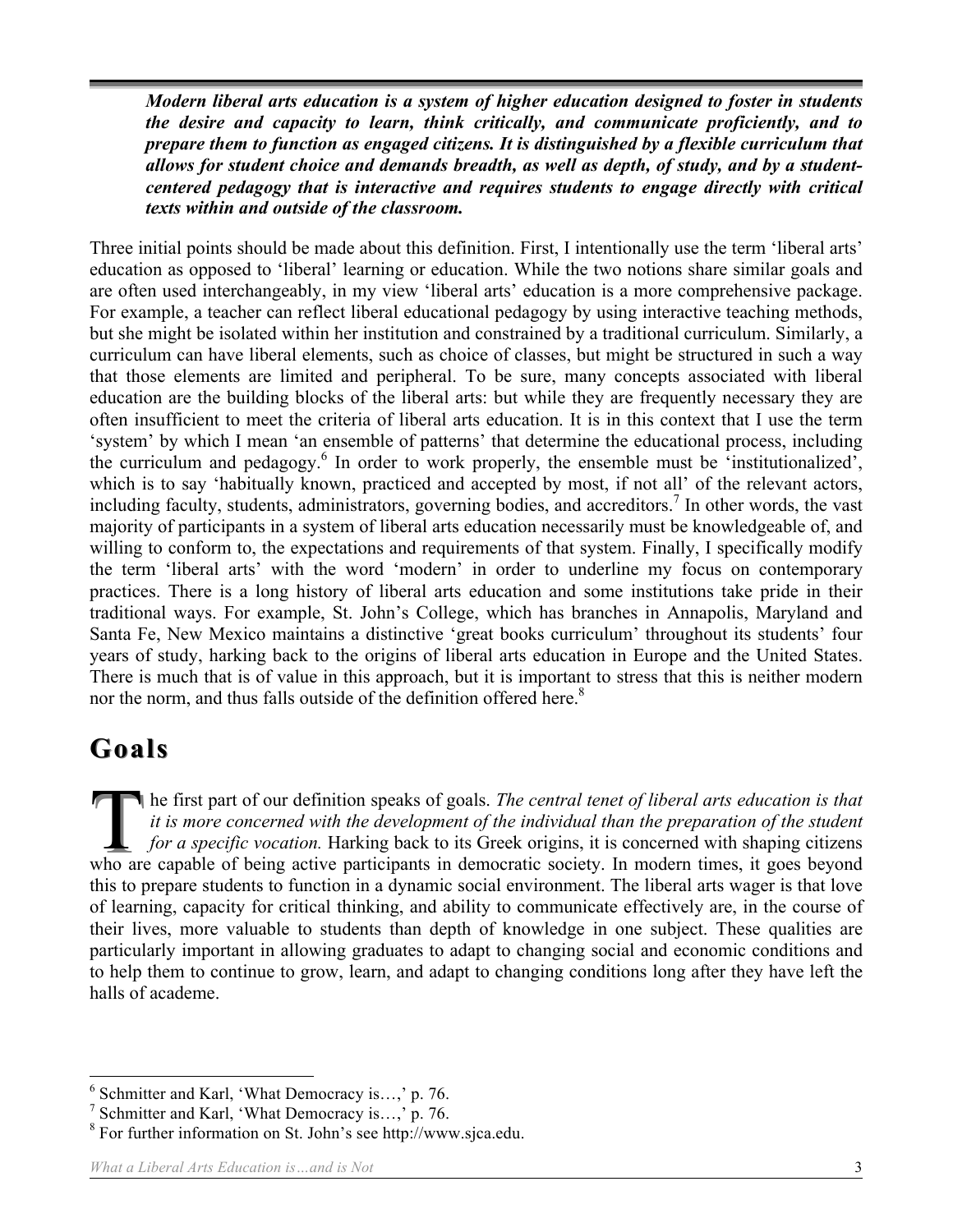***Modern liberal arts education is a system of higher education designed to foster in students the desire and capacity to learn, think critically, and communicate proficiently, and to prepare them to function as engaged citizens. It is distinguished by a flexible curriculum that allows for student choice and demands breadth, as well as depth, of study, and by a student-centered pedagogy that is interactive and requires students to engage directly with critical texts within and outside of the classroom.***

Three initial points should be made about this definition. First, I intentionally use the term 'liberal arts' education as opposed to 'liberal' learning or education. While the two notions share similar goals and are often used interchangeably, in my view 'liberal arts' education is a more comprehensive package. For example, a teacher can reflect liberal educational pedagogy by using interactive teaching methods, but she might be isolated within her institution and constrained by a traditional curriculum. Similarly, a curriculum can have liberal elements, such as choice of classes, but might be structured in such a way that those elements are limited and peripheral. To be sure, many concepts associated with liberal education are the building blocks of the liberal arts: but while they are frequently necessary they are often insufficient to meet the criteria of liberal arts education. It is in this context that I use the term 'system' by which I mean 'an ensemble of patterns' that determine the educational process, including the curriculum and pedagogy.[6] In order to work properly, the ensemble must be 'institutionalized', which is to say 'habitually known, practiced and accepted by most, if not all' of the relevant actors, including faculty, students, administrators, governing bodies, and accreditors.[7] In other words, the vast majority of participants in a system of liberal arts education necessarily must be knowledgeable of, and willing to conform to, the expectations and requirements of that system. Finally, I specifically modify the term 'liberal arts' with the word 'modern' in order to underline my focus on contemporary practices. There is a long history of liberal arts education and some institutions take pride in their traditional ways. For example, St. John's College, which has branches in Annapolis, Maryland and Santa Fe, New Mexico maintains a distinctive 'great books curriculum' throughout its students' four years of study, harking back to the origins of liberal arts education in Europe and the United States. There is much that is of value in this approach, but it is important to stress that this is neither modern nor the norm, and thus falls outside of the definition offered here.[8]

## Goals

The first part of our definition speaks of goals. *The central tenet of liberal arts education is that it is more concerned with the development of the individual than the preparation of the student for a specific vocation.* Harking back to its Greek origins, it is concerned with shaping citizens who are capable of being active participants in democratic society. In modern times, it goes beyond this to prepare students to function in a dynamic social environment. The liberal arts wager is that love of learning, capacity for critical thinking, and ability to communicate effectively are, in the course of their lives, more valuable to students than depth of knowledge in one subject. These qualities are particularly important in allowing graduates to adapt to changing social and economic conditions and to help them to continue to grow, learn, and adapt to changing conditions long after they have left the halls of academe.

---

[6] Schmitter and Karl, 'What Democracy is…,' p. 76.

[7] Schmitter and Karl, 'What Democracy is…,' p. 76.

[8] For further information on St. John's see http://www.sjca.edu.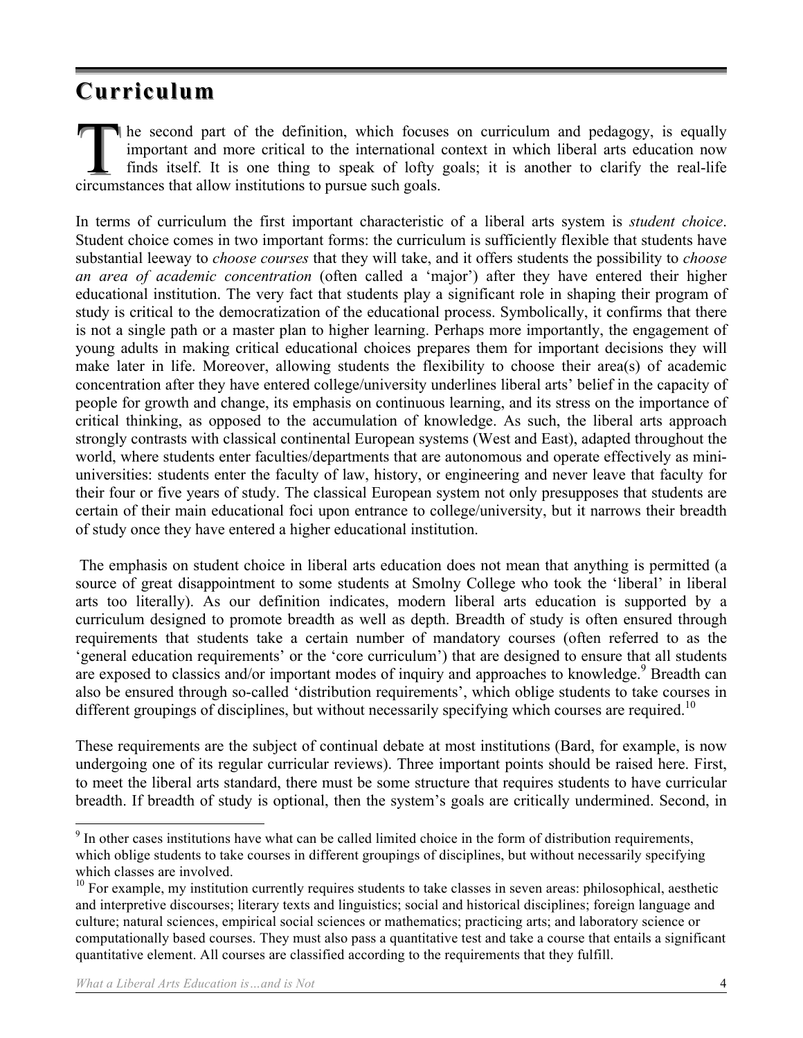## Curriculum

The second part of the definition, which focuses on curriculum and pedagogy, is equally important and more critical to the international context in which liberal arts education now finds itself. It is one thing to speak of lofty goals; it is another to clarify the real-life circumstances that allow institutions to pursue such goals.

In terms of curriculum the first important characteristic of a liberal arts system is *student choice*. Student choice comes in two important forms: the curriculum is sufficiently flexible that students have substantial leeway to *choose courses* that they will take, and it offers students the possibility to *choose an area of academic concentration* (often called a 'major') after they have entered their higher educational institution. The very fact that students play a significant role in shaping their program of study is critical to the democratization of the educational process. Symbolically, it confirms that there is not a single path or a master plan to higher learning. Perhaps more importantly, the engagement of young adults in making critical educational choices prepares them for important decisions they will make later in life. Moreover, allowing students the flexibility to choose their area(s) of academic concentration after they have entered college/university underlines liberal arts' belief in the capacity of people for growth and change, its emphasis on continuous learning, and its stress on the importance of critical thinking, as opposed to the accumulation of knowledge. As such, the liberal arts approach strongly contrasts with classical continental European systems (West and East), adapted throughout the world, where students enter faculties/departments that are autonomous and operate effectively as mini-universities: students enter the faculty of law, history, or engineering and never leave that faculty for their four or five years of study. The classical European system not only presupposes that students are certain of their main educational foci upon entrance to college/university, but it narrows their breadth of study once they have entered a higher educational institution.

The emphasis on student choice in liberal arts education does not mean that anything is permitted (a source of great disappointment to some students at Smolny College who took the 'liberal' in liberal arts too literally). As our definition indicates, modern liberal arts education is supported by a curriculum designed to promote breadth as well as depth. Breadth of study is often ensured through requirements that students take a certain number of mandatory courses (often referred to as the 'general education requirements' or the 'core curriculum') that are designed to ensure that all students are exposed to classics and/or important modes of inquiry and approaches to knowledge.[9] Breadth can also be ensured through so-called 'distribution requirements', which oblige students to take courses in different groupings of disciplines, but without necessarily specifying which courses are required.[10]

These requirements are the subject of continual debate at most institutions (Bard, for example, is now undergoing one of its regular curricular reviews). Three important points should be raised here. First, to meet the liberal arts standard, there must be some structure that requires students to have curricular breadth. If breadth of study is optional, then the system's goals are critically undermined. Second, in

---

[9] In other cases institutions have what can be called limited choice in the form of distribution requirements, which oblige students to take courses in different groupings of disciplines, but without necessarily specifying which classes are involved.

[10] For example, my institution currently requires students to take classes in seven areas: philosophical, aesthetic and interpretive discourses; literary texts and linguistics; social and historical disciplines; foreign language and culture; natural sciences, empirical social sciences or mathematics; practicing arts; and laboratory science or computationally based courses. They must also pass a quantitative test and take a course that entails a significant quantitative element. All courses are classified according to the requirements that they fulfill.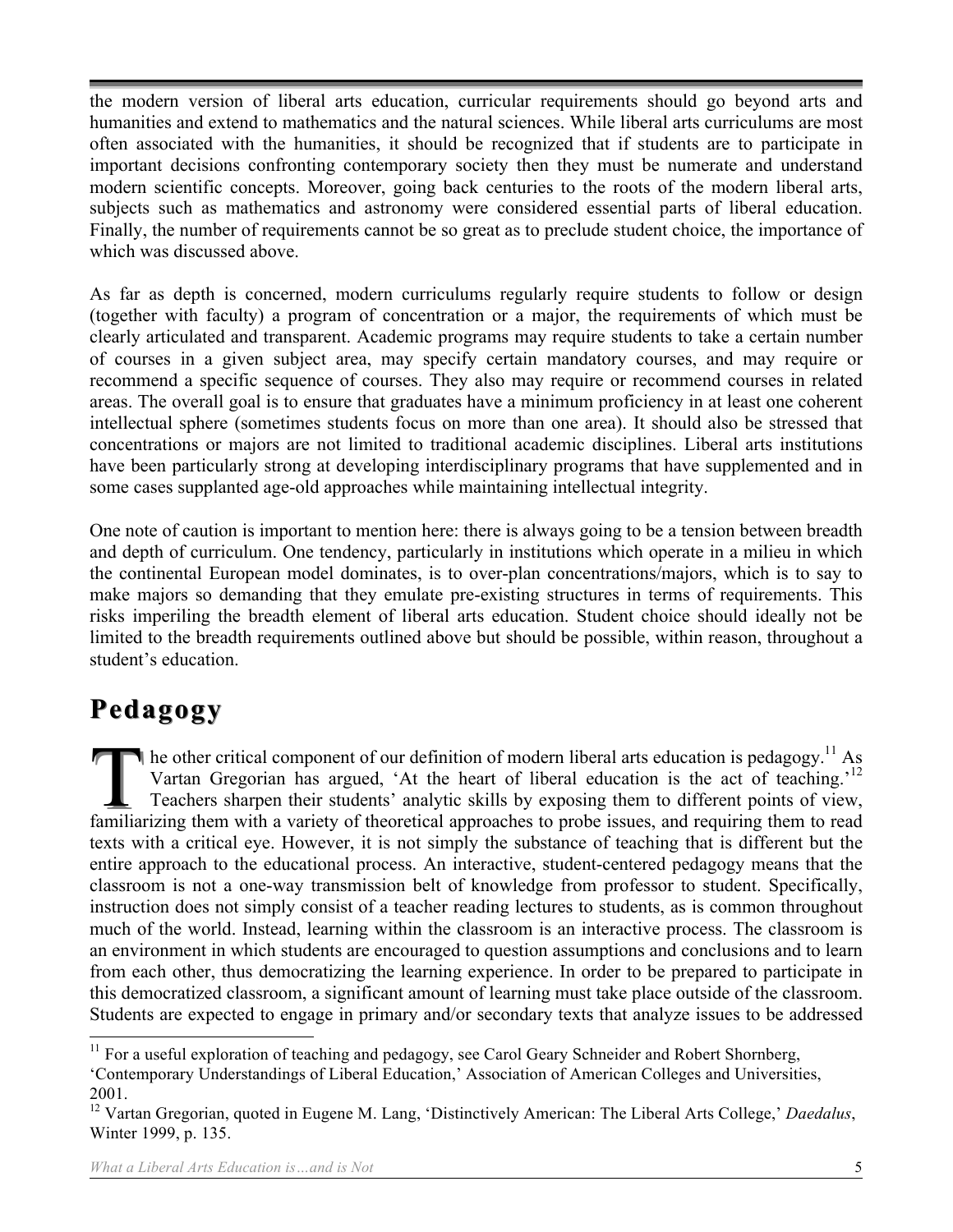the modern version of liberal arts education, curricular requirements should go beyond arts and humanities and extend to mathematics and the natural sciences. While liberal arts curriculums are most often associated with the humanities, it should be recognized that if students are to participate in important decisions confronting contemporary society then they must be numerate and understand modern scientific concepts. Moreover, going back centuries to the roots of the modern liberal arts, subjects such as mathematics and astronomy were considered essential parts of liberal education. Finally, the number of requirements cannot be so great as to preclude student choice, the importance of which was discussed above.

As far as depth is concerned, modern curriculums regularly require students to follow or design (together with faculty) a program of concentration or a major, the requirements of which must be clearly articulated and transparent. Academic programs may require students to take a certain number of courses in a given subject area, may specify certain mandatory courses, and may require or recommend a specific sequence of courses. They also may require or recommend courses in related areas. The overall goal is to ensure that graduates have a minimum proficiency in at least one coherent intellectual sphere (sometimes students focus on more than one area). It should also be stressed that concentrations or majors are not limited to traditional academic disciplines. Liberal arts institutions have been particularly strong at developing interdisciplinary programs that have supplemented and in some cases supplanted age-old approaches while maintaining intellectual integrity.

One note of caution is important to mention here: there is always going to be a tension between breadth and depth of curriculum. One tendency, particularly in institutions which operate in a milieu in which the continental European model dominates, is to over-plan concentrations/majors, which is to say to make majors so demanding that they emulate pre-existing structures in terms of requirements. This risks imperiling the breadth element of liberal arts education. Student choice should ideally not be limited to the breadth requirements outlined above but should be possible, within reason, throughout a student's education.

## Pedagogy

The other critical component of our definition of modern liberal arts education is pedagogy.[11] As Vartan Gregorian has argued, 'At the heart of liberal education is the act of teaching.'[12] Teachers sharpen their students' analytic skills by exposing them to different points of view, familiarizing them with a variety of theoretical approaches to probe issues, and requiring them to read texts with a critical eye. However, it is not simply the substance of teaching that is different but the entire approach to the educational process. An interactive, student-centered pedagogy means that the classroom is not a one-way transmission belt of knowledge from professor to student. Specifically, instruction does not simply consist of a teacher reading lectures to students, as is common throughout much of the world. Instead, learning within the classroom is an interactive process. The classroom is an environment in which students are encouraged to question assumptions and conclusions and to learn from each other, thus democratizing the learning experience. In order to be prepared to participate in this democratized classroom, a significant amount of learning must take place outside of the classroom. Students are expected to engage in primary and/or secondary texts that analyze issues to be addressed

---

[11] For a useful exploration of teaching and pedagogy, see Carol Geary Schneider and Robert Shornberg, 'Contemporary Understandings of Liberal Education,' Association of American Colleges and Universities, 2001.

[12] Vartan Gregorian, quoted in Eugene M. Lang, 'Distinctively American: The Liberal Arts College,' *Daedalus*, Winter 1999, p. 135.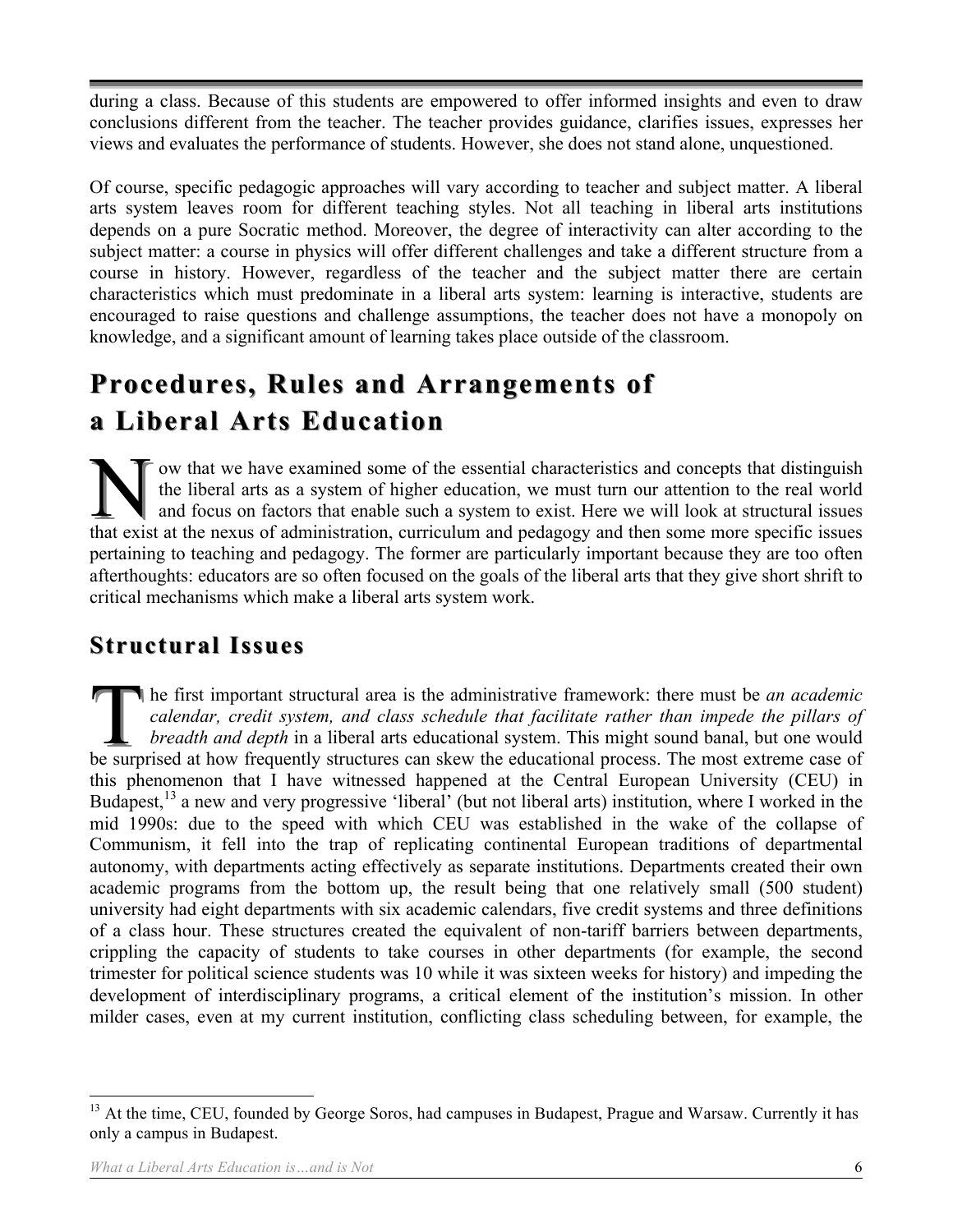during a class. Because of this students are empowered to offer informed insights and even to draw conclusions different from the teacher. The teacher provides guidance, clarifies issues, expresses her views and evaluates the performance of students. However, she does not stand alone, unquestioned.

Of course, specific pedagogic approaches will vary according to teacher and subject matter. A liberal arts system leaves room for different teaching styles. Not all teaching in liberal arts institutions depends on a pure Socratic method. Moreover, the degree of interactivity can alter according to the subject matter: a course in physics will offer different challenges and take a different structure from a course in history. However, regardless of the teacher and the subject matter there are certain characteristics which must predominate in a liberal arts system: learning is interactive, students are encouraged to raise questions and challenge assumptions, the teacher does not have a monopoly on knowledge, and a significant amount of learning takes place outside of the classroom.

# Procedures, Rules and Arrangements of a Liberal Arts Education

Now that we have examined some of the essential characteristics and concepts that distinguish the liberal arts as a system of higher education, we must turn our attention to the real world and focus on factors that enable such a system to exist. Here we will look at structural issues that exist at the nexus of administration, curriculum and pedagogy and then some more specific issues pertaining to teaching and pedagogy. The former are particularly important because they are too often afterthoughts: educators are so often focused on the goals of the liberal arts that they give short shrift to critical mechanisms which make a liberal arts system work.

## Structural Issues

The first important structural area is the administrative framework: there must be *an academic calendar, credit system, and class schedule that facilitate rather than impede the pillars of breadth and depth* in a liberal arts educational system. This might sound banal, but one would be surprised at how frequently structures can skew the educational process. The most extreme case of this phenomenon that I have witnessed happened at the Central European University (CEU) in Budapest,[13] a new and very progressive 'liberal' (but not liberal arts) institution, where I worked in the mid 1990s: due to the speed with which CEU was established in the wake of the collapse of Communism, it fell into the trap of replicating continental European traditions of departmental autonomy, with departments acting effectively as separate institutions. Departments created their own academic programs from the bottom up, the result being that one relatively small (500 student) university had eight departments with six academic calendars, five credit systems and three definitions of a class hour. These structures created the equivalent of non-tariff barriers between departments, crippling the capacity of students to take courses in other departments (for example, the second trimester for political science students was 10 while it was sixteen weeks for history) and impeding the development of interdisciplinary programs, a critical element of the institution's mission. In other milder cases, even at my current institution, conflicting class scheduling between, for example, the

---

[13] At the time, CEU, founded by George Soros, had campuses in Budapest, Prague and Warsaw. Currently it has only a campus in Budapest.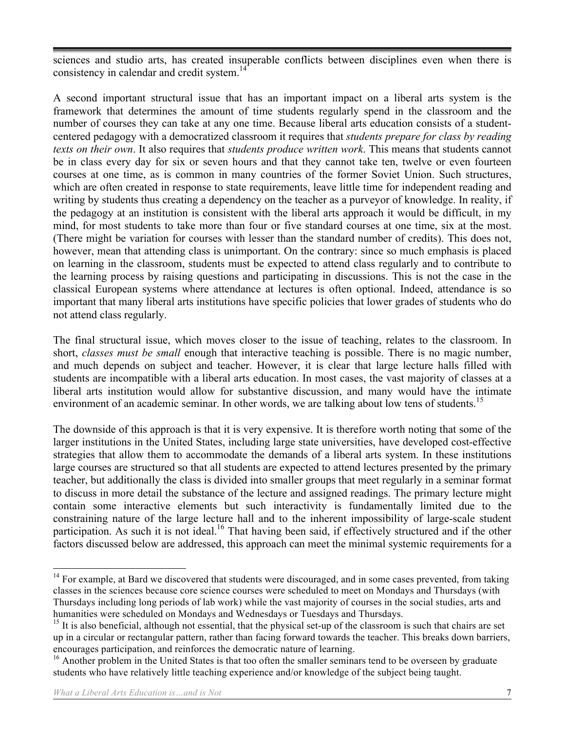sciences and studio arts, has created insuperable conflicts between disciplines even when there is consistency in calendar and credit system.[14]

A second important structural issue that has an important impact on a liberal arts system is the framework that determines the amount of time students regularly spend in the classroom and the number of courses they can take at any one time. Because liberal arts education consists of a student-centered pedagogy with a democratized classroom it requires that *students prepare for class by reading texts on their own*. It also requires that *students produce written work*. This means that students cannot be in class every day for six or seven hours and that they cannot take ten, twelve or even fourteen courses at one time, as is common in many countries of the former Soviet Union. Such structures, which are often created in response to state requirements, leave little time for independent reading and writing by students thus creating a dependency on the teacher as a purveyor of knowledge. In reality, if the pedagogy at an institution is consistent with the liberal arts approach it would be difficult, in my mind, for most students to take more than four or five standard courses at one time, six at the most. (There might be variation for courses with lesser than the standard number of credits). This does not, however, mean that attending class is unimportant. On the contrary: since so much emphasis is placed on learning in the classroom, students must be expected to attend class regularly and to contribute to the learning process by raising questions and participating in discussions. This is not the case in the classical European systems where attendance at lectures is often optional. Indeed, attendance is so important that many liberal arts institutions have specific policies that lower grades of students who do not attend class regularly.

The final structural issue, which moves closer to the issue of teaching, relates to the classroom. In short, *classes must be small* enough that interactive teaching is possible. There is no magic number, and much depends on subject and teacher. However, it is clear that large lecture halls filled with students are incompatible with a liberal arts education. In most cases, the vast majority of classes at a liberal arts institution would allow for substantive discussion, and many would have the intimate environment of an academic seminar. In other words, we are talking about low tens of students.[15]

The downside of this approach is that it is very expensive. It is therefore worth noting that some of the larger institutions in the United States, including large state universities, have developed cost-effective strategies that allow them to accommodate the demands of a liberal arts system. In these institutions large courses are structured so that all students are expected to attend lectures presented by the primary teacher, but additionally the class is divided into smaller groups that meet regularly in a seminar format to discuss in more detail the substance of the lecture and assigned readings. The primary lecture might contain some interactive elements but such interactivity is fundamentally limited due to the constraining nature of the large lecture hall and to the inherent impossibility of large-scale student participation. As such it is not ideal.[16] That having been said, if effectively structured and if the other factors discussed below are addressed, this approach can meet the minimal systemic requirements for a

---

[14] For example, at Bard we discovered that students were discouraged, and in some cases prevented, from taking classes in the sciences because core science courses were scheduled to meet on Mondays and Thursdays (with Thursdays including long periods of lab work) while the vast majority of courses in the social studies, arts and humanities were scheduled on Mondays and Wednesdays or Tuesdays and Thursdays.

[15] It is also beneficial, although not essential, that the physical set-up of the classroom is such that chairs are set up in a circular or rectangular pattern, rather than facing forward towards the teacher. This breaks down barriers, encourages participation, and reinforces the democratic nature of learning.

[16] Another problem in the United States is that too often the smaller seminars tend to be overseen by graduate students who have relatively little teaching experience and/or knowledge of the subject being taught.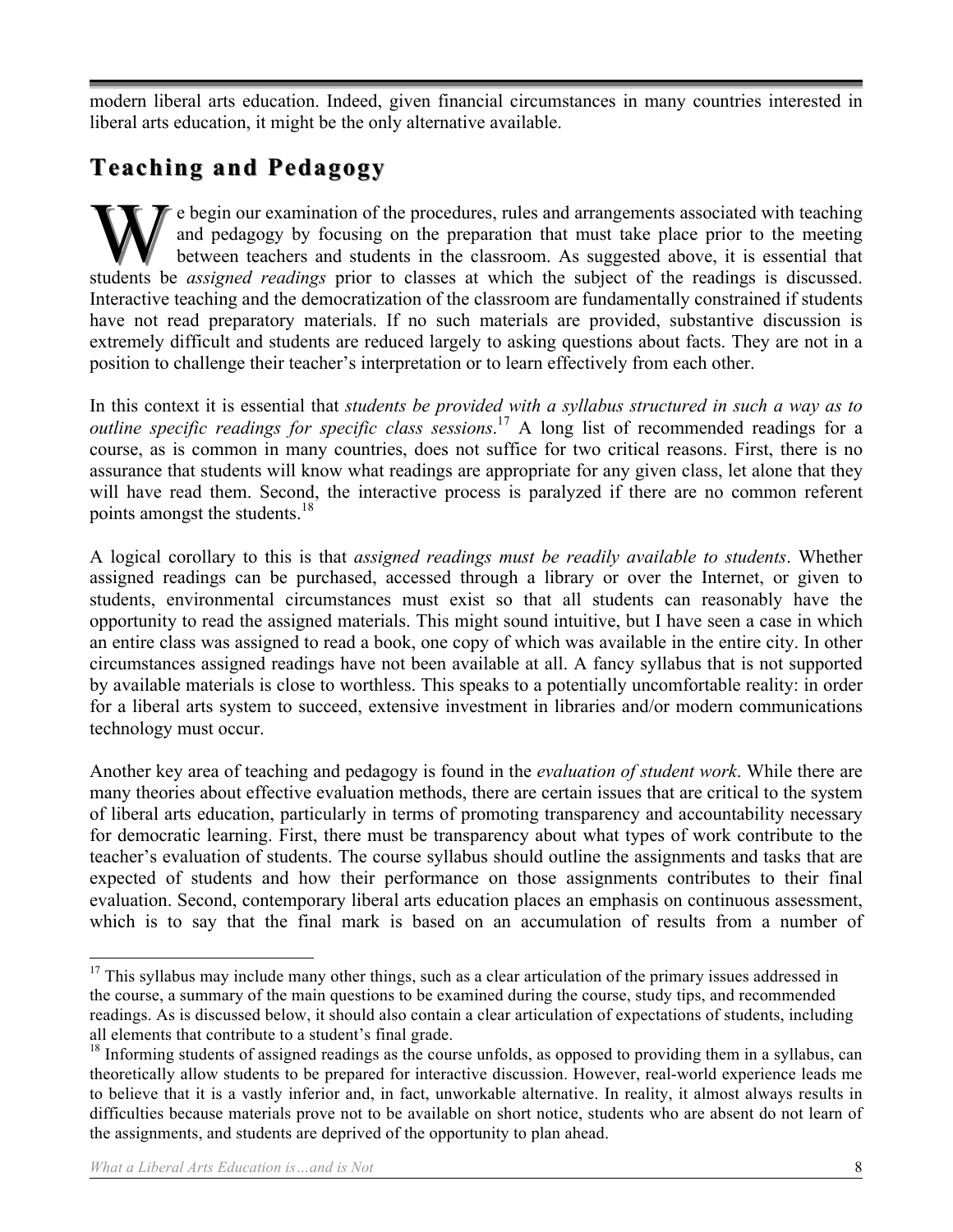modern liberal arts education. Indeed, given financial circumstances in many countries interested in liberal arts education, it might be the only alternative available.

## Teaching and Pedagogy

We begin our examination of the procedures, rules and arrangements associated with teaching and pedagogy by focusing on the preparation that must take place prior to the meeting between teachers and students in the classroom. As suggested above, it is essential that students be *assigned readings* prior to classes at which the subject of the readings is discussed. Interactive teaching and the democratization of the classroom are fundamentally constrained if students have not read preparatory materials. If no such materials are provided, substantive discussion is extremely difficult and students are reduced largely to asking questions about facts. They are not in a position to challenge their teacher's interpretation or to learn effectively from each other.

In this context it is essential that *students be provided with a syllabus structured in such a way as to outline specific readings for specific class sessions*.[17] A long list of recommended readings for a course, as is common in many countries, does not suffice for two critical reasons. First, there is no assurance that students will know what readings are appropriate for any given class, let alone that they will have read them. Second, the interactive process is paralyzed if there are no common referent points amongst the students.[18]

A logical corollary to this is that *assigned readings must be readily available to students*. Whether assigned readings can be purchased, accessed through a library or over the Internet, or given to students, environmental circumstances must exist so that all students can reasonably have the opportunity to read the assigned materials. This might sound intuitive, but I have seen a case in which an entire class was assigned to read a book, one copy of which was available in the entire city. In other circumstances assigned readings have not been available at all. A fancy syllabus that is not supported by available materials is close to worthless. This speaks to a potentially uncomfortable reality: in order for a liberal arts system to succeed, extensive investment in libraries and/or modern communications technology must occur.

Another key area of teaching and pedagogy is found in the *evaluation of student work*. While there are many theories about effective evaluation methods, there are certain issues that are critical to the system of liberal arts education, particularly in terms of promoting transparency and accountability necessary for democratic learning. First, there must be transparency about what types of work contribute to the teacher's evaluation of students. The course syllabus should outline the assignments and tasks that are expected of students and how their performance on those assignments contributes to their final evaluation. Second, contemporary liberal arts education places an emphasis on continuous assessment, which is to say that the final mark is based on an accumulation of results from a number of

---

[17] This syllabus may include many other things, such as a clear articulation of the primary issues addressed in the course, a summary of the main questions to be examined during the course, study tips, and recommended readings. As is discussed below, it should also contain a clear articulation of expectations of students, including all elements that contribute to a student's final grade.

[18] Informing students of assigned readings as the course unfolds, as opposed to providing them in a syllabus, can theoretically allow students to be prepared for interactive discussion. However, real-world experience leads me to believe that it is a vastly inferior and, in fact, unworkable alternative. In reality, it almost always results in difficulties because materials prove not to be available on short notice, students who are absent do not learn of the assignments, and students are deprived of the opportunity to plan ahead.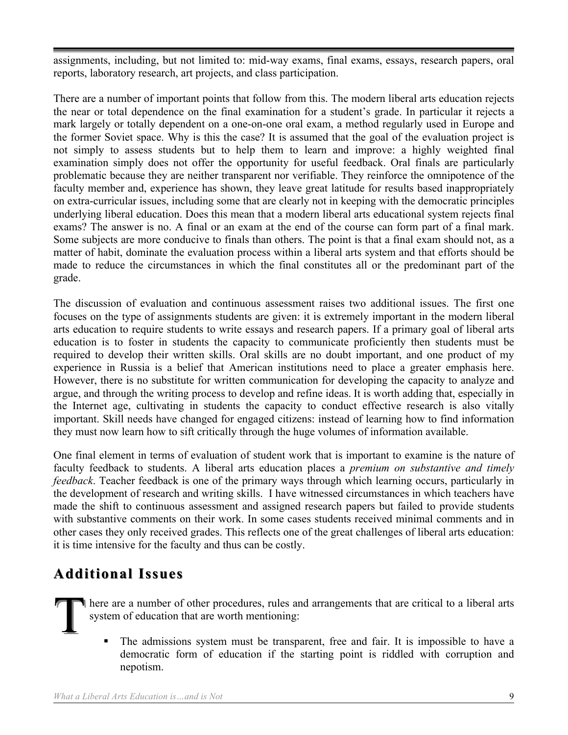assignments, including, but not limited to: mid-way exams, final exams, essays, research papers, oral reports, laboratory research, art projects, and class participation.

There are a number of important points that follow from this. The modern liberal arts education rejects the near or total dependence on the final examination for a student's grade. In particular it rejects a mark largely or totally dependent on a one-on-one oral exam, a method regularly used in Europe and the former Soviet space. Why is this the case? It is assumed that the goal of the evaluation project is not simply to assess students but to help them to learn and improve: a highly weighted final examination simply does not offer the opportunity for useful feedback. Oral finals are particularly problematic because they are neither transparent nor verifiable. They reinforce the omnipotence of the faculty member and, experience has shown, they leave great latitude for results based inappropriately on extra-curricular issues, including some that are clearly not in keeping with the democratic principles underlying liberal education. Does this mean that a modern liberal arts educational system rejects final exams? The answer is no. A final or an exam at the end of the course can form part of a final mark. Some subjects are more conducive to finals than others. The point is that a final exam should not, as a matter of habit, dominate the evaluation process within a liberal arts system and that efforts should be made to reduce the circumstances in which the final constitutes all or the predominant part of the grade.

The discussion of evaluation and continuous assessment raises two additional issues. The first one focuses on the type of assignments students are given: it is extremely important in the modern liberal arts education to require students to write essays and research papers. If a primary goal of liberal arts education is to foster in students the capacity to communicate proficiently then students must be required to develop their written skills. Oral skills are no doubt important, and one product of my experience in Russia is a belief that American institutions need to place a greater emphasis here. However, there is no substitute for written communication for developing the capacity to analyze and argue, and through the writing process to develop and refine ideas. It is worth adding that, especially in the Internet age, cultivating in students the capacity to conduct effective research is also vitally important. Skill needs have changed for engaged citizens: instead of learning how to find information they must now learn how to sift critically through the huge volumes of information available.

One final element in terms of evaluation of student work that is important to examine is the nature of faculty feedback to students. A liberal arts education places a *premium on substantive and timely feedback*. Teacher feedback is one of the primary ways through which learning occurs, particularly in the development of research and writing skills. I have witnessed circumstances in which teachers have made the shift to continuous assessment and assigned research papers but failed to provide students with substantive comments on their work. In some cases students received minimal comments and in other cases they only received grades. This reflects one of the great challenges of liberal arts education: it is time intensive for the faculty and thus can be costly.

## Additional Issues

There are a number of other procedures, rules and arrangements that are critical to a liberal arts system of education that are worth mentioning:

- The admissions system must be transparent, free and fair. It is impossible to have a democratic form of education if the starting point is riddled with corruption and nepotism.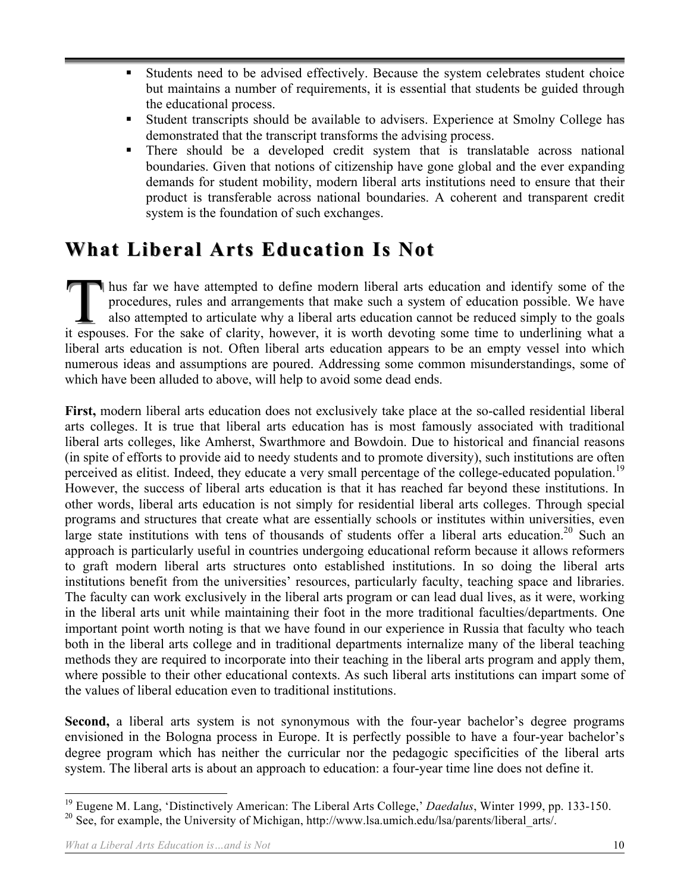- Students need to be advised effectively. Because the system celebrates student choice but maintains a number of requirements, it is essential that students be guided through the educational process.
- Student transcripts should be available to advisers. Experience at Smolny College has demonstrated that the transcript transforms the advising process.
- There should be a developed credit system that is translatable across national boundaries. Given that notions of citizenship have gone global and the ever expanding demands for student mobility, modern liberal arts institutions need to ensure that their product is transferable across national boundaries. A coherent and transparent credit system is the foundation of such exchanges.

## What Liberal Arts Education Is Not

Thus far we have attempted to define modern liberal arts education and identify some of the procedures, rules and arrangements that make such a system of education possible. We have also attempted to articulate why a liberal arts education cannot be reduced simply to the goals it espouses. For the sake of clarity, however, it is worth devoting some time to underlining what a liberal arts education is not. Often liberal arts education appears to be an empty vessel into which numerous ideas and assumptions are poured. Addressing some common misunderstandings, some of which have been alluded to above, will help to avoid some dead ends.

**First,** modern liberal arts education does not exclusively take place at the so-called residential liberal arts colleges. It is true that liberal arts education has is most famously associated with traditional liberal arts colleges, like Amherst, Swarthmore and Bowdoin. Due to historical and financial reasons (in spite of efforts to provide aid to needy students and to promote diversity), such institutions are often perceived as elitist. Indeed, they educate a very small percentage of the college-educated population.[19] However, the success of liberal arts education is that it has reached far beyond these institutions. In other words, liberal arts education is not simply for residential liberal arts colleges. Through special programs and structures that create what are essentially schools or institutes within universities, even large state institutions with tens of thousands of students offer a liberal arts education.[20] Such an approach is particularly useful in countries undergoing educational reform because it allows reformers to graft modern liberal arts structures onto established institutions. In so doing the liberal arts institutions benefit from the universities' resources, particularly faculty, teaching space and libraries. The faculty can work exclusively in the liberal arts program or can lead dual lives, as it were, working in the liberal arts unit while maintaining their foot in the more traditional faculties/departments. One important point worth noting is that we have found in our experience in Russia that faculty who teach both in the liberal arts college and in traditional departments internalize many of the liberal teaching methods they are required to incorporate into their teaching in the liberal arts program and apply them, where possible to their other educational contexts. As such liberal arts institutions can impart some of the values of liberal education even to traditional institutions.

**Second,** a liberal arts system is not synonymous with the four-year bachelor's degree programs envisioned in the Bologna process in Europe. It is perfectly possible to have a four-year bachelor's degree program which has neither the curricular nor the pedagogic specificities of the liberal arts system. The liberal arts is about an approach to education: a four-year time line does not define it.

---

[19] Eugene M. Lang, 'Distinctively American: The Liberal Arts College,' *Daedalus*, Winter 1999, pp. 133-150.

[20] See, for example, the University of Michigan, http://www.lsa.umich.edu/lsa/parents/liberal_arts/.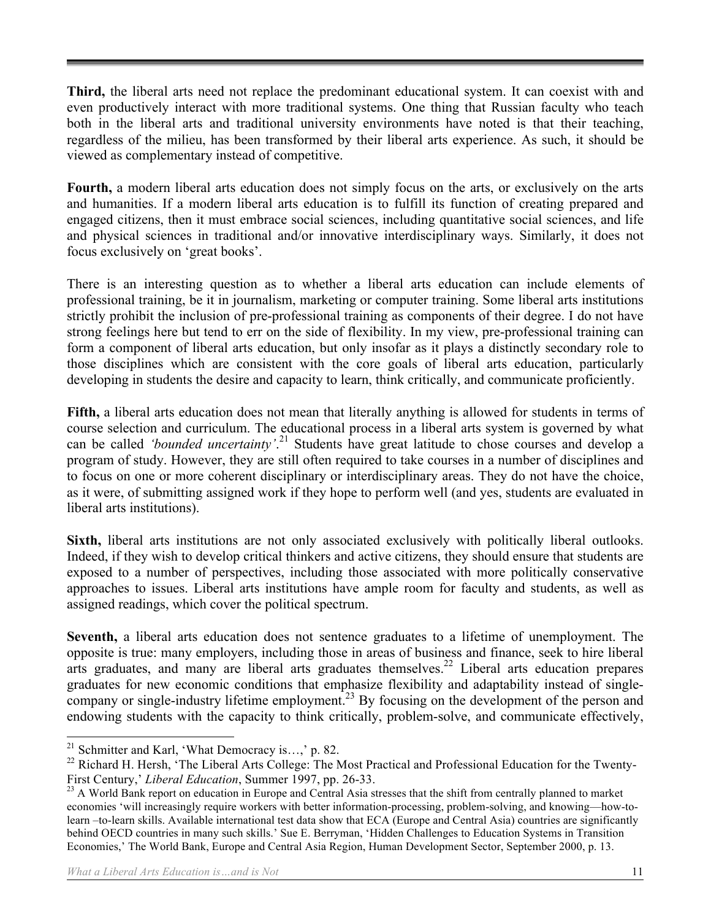**Third,** the liberal arts need not replace the predominant educational system. It can coexist with and even productively interact with more traditional systems. One thing that Russian faculty who teach both in the liberal arts and traditional university environments have noted is that their teaching, regardless of the milieu, has been transformed by their liberal arts experience. As such, it should be viewed as complementary instead of competitive.

**Fourth,** a modern liberal arts education does not simply focus on the arts, or exclusively on the arts and humanities. If a modern liberal arts education is to fulfill its function of creating prepared and engaged citizens, then it must embrace social sciences, including quantitative social sciences, and life and physical sciences in traditional and/or innovative interdisciplinary ways. Similarly, it does not focus exclusively on 'great books'.

There is an interesting question as to whether a liberal arts education can include elements of professional training, be it in journalism, marketing or computer training. Some liberal arts institutions strictly prohibit the inclusion of pre-professional training as components of their degree. I do not have strong feelings here but tend to err on the side of flexibility. In my view, pre-professional training can form a component of liberal arts education, but only insofar as it plays a distinctly secondary role to those disciplines which are consistent with the core goals of liberal arts education, particularly developing in students the desire and capacity to learn, think critically, and communicate proficiently.

**Fifth,** a liberal arts education does not mean that literally anything is allowed for students in terms of course selection and curriculum. The educational process in a liberal arts system is governed by what can be called *'bounded uncertainty'*.[21] Students have great latitude to chose courses and develop a program of study. However, they are still often required to take courses in a number of disciplines and to focus on one or more coherent disciplinary or interdisciplinary areas. They do not have the choice, as it were, of submitting assigned work if they hope to perform well (and yes, students are evaluated in liberal arts institutions).

**Sixth,** liberal arts institutions are not only associated exclusively with politically liberal outlooks. Indeed, if they wish to develop critical thinkers and active citizens, they should ensure that students are exposed to a number of perspectives, including those associated with more politically conservative approaches to issues. Liberal arts institutions have ample room for faculty and students, as well as assigned readings, which cover the political spectrum.

**Seventh,** a liberal arts education does not sentence graduates to a lifetime of unemployment. The opposite is true: many employers, including those in areas of business and finance, seek to hire liberal arts graduates, and many are liberal arts graduates themselves.[22] Liberal arts education prepares graduates for new economic conditions that emphasize flexibility and adaptability instead of single-company or single-industry lifetime employment.[23] By focusing on the development of the person and endowing students with the capacity to think critically, problem-solve, and communicate effectively,

---

[21] Schmitter and Karl, 'What Democracy is…,' p. 82.

[22] Richard H. Hersh, 'The Liberal Arts College: The Most Practical and Professional Education for the Twenty-First Century,' *Liberal Education*, Summer 1997, pp. 26-33.

[23] A World Bank report on education in Europe and Central Asia stresses that the shift from centrally planned to market economies 'will increasingly require workers with better information-processing, problem-solving, and knowing—how-to-learn –to-learn skills. Available international test data show that ECA (Europe and Central Asia) countries are significantly behind OECD countries in many such skills.' Sue E. Berryman, 'Hidden Challenges to Education Systems in Transition Economies,' The World Bank, Europe and Central Asia Region, Human Development Sector, September 2000, p. 13.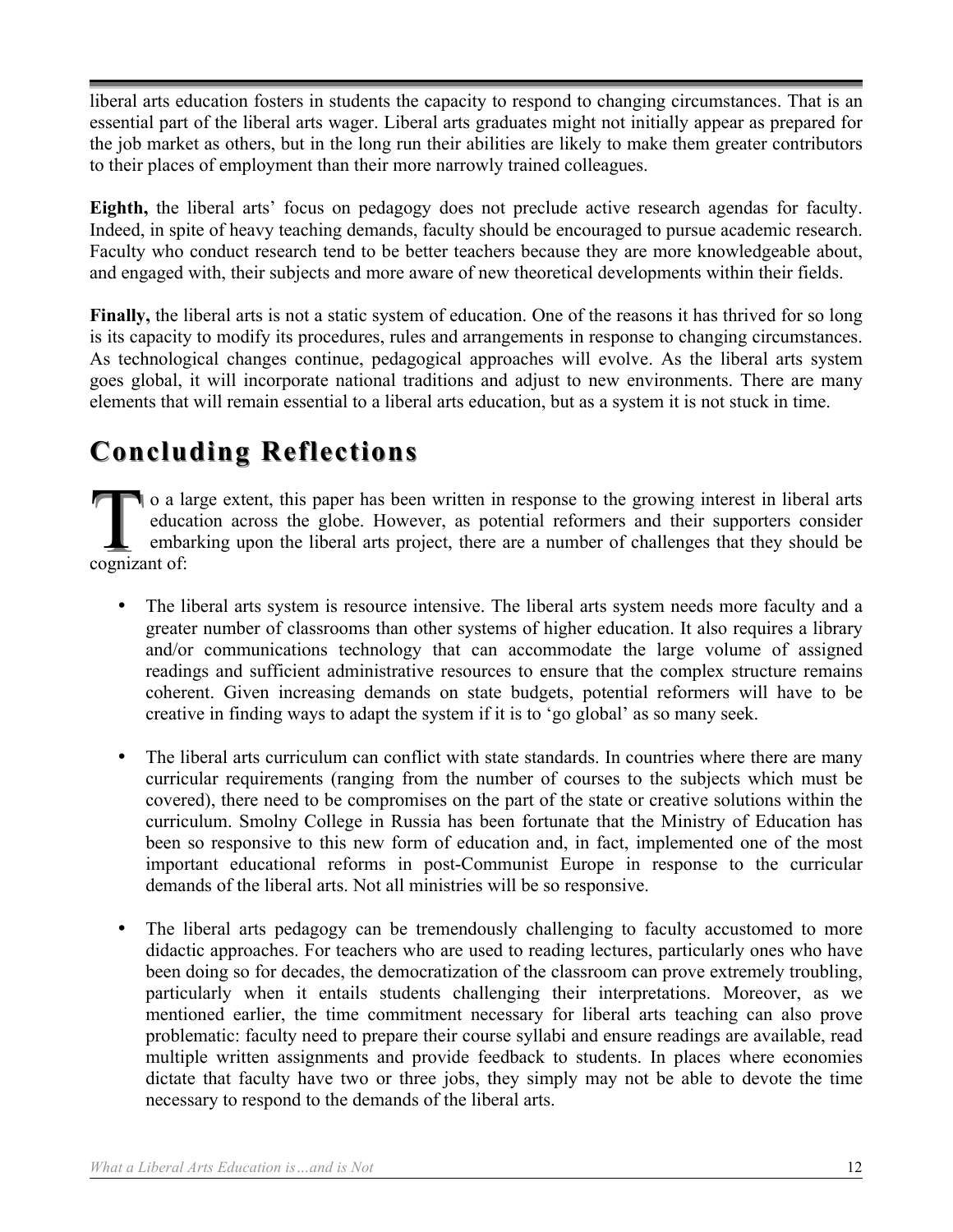liberal arts education fosters in students the capacity to respond to changing circumstances. That is an essential part of the liberal arts wager. Liberal arts graduates might not initially appear as prepared for the job market as others, but in the long run their abilities are likely to make them greater contributors to their places of employment than their more narrowly trained colleagues.

**Eighth,** the liberal arts' focus on pedagogy does not preclude active research agendas for faculty. Indeed, in spite of heavy teaching demands, faculty should be encouraged to pursue academic research. Faculty who conduct research tend to be better teachers because they are more knowledgeable about, and engaged with, their subjects and more aware of new theoretical developments within their fields.

**Finally,** the liberal arts is not a static system of education. One of the reasons it has thrived for so long is its capacity to modify its procedures, rules and arrangements in response to changing circumstances. As technological changes continue, pedagogical approaches will evolve. As the liberal arts system goes global, it will incorporate national traditions and adjust to new environments. There are many elements that will remain essential to a liberal arts education, but as a system it is not stuck in time.

## Concluding Reflections

To a large extent, this paper has been written in response to the growing interest in liberal arts education across the globe. However, as potential reformers and their supporters consider embarking upon the liberal arts project, there are a number of challenges that they should be cognizant of:

- The liberal arts system is resource intensive. The liberal arts system needs more faculty and a greater number of classrooms than other systems of higher education. It also requires a library and/or communications technology that can accommodate the large volume of assigned readings and sufficient administrative resources to ensure that the complex structure remains coherent. Given increasing demands on state budgets, potential reformers will have to be creative in finding ways to adapt the system if it is to 'go global' as so many seek.

- The liberal arts curriculum can conflict with state standards. In countries where there are many curricular requirements (ranging from the number of courses to the subjects which must be covered), there need to be compromises on the part of the state or creative solutions within the curriculum. Smolny College in Russia has been fortunate that the Ministry of Education has been so responsive to this new form of education and, in fact, implemented one of the most important educational reforms in post-Communist Europe in response to the curricular demands of the liberal arts. Not all ministries will be so responsive.

- The liberal arts pedagogy can be tremendously challenging to faculty accustomed to more didactic approaches. For teachers who are used to reading lectures, particularly ones who have been doing so for decades, the democratization of the classroom can prove extremely troubling, particularly when it entails students challenging their interpretations. Moreover, as we mentioned earlier, the time commitment necessary for liberal arts teaching can also prove problematic: faculty need to prepare their course syllabi and ensure readings are available, read multiple written assignments and provide feedback to students. In places where economies dictate that faculty have two or three jobs, they simply may not be able to devote the time necessary to respond to the demands of the liberal arts.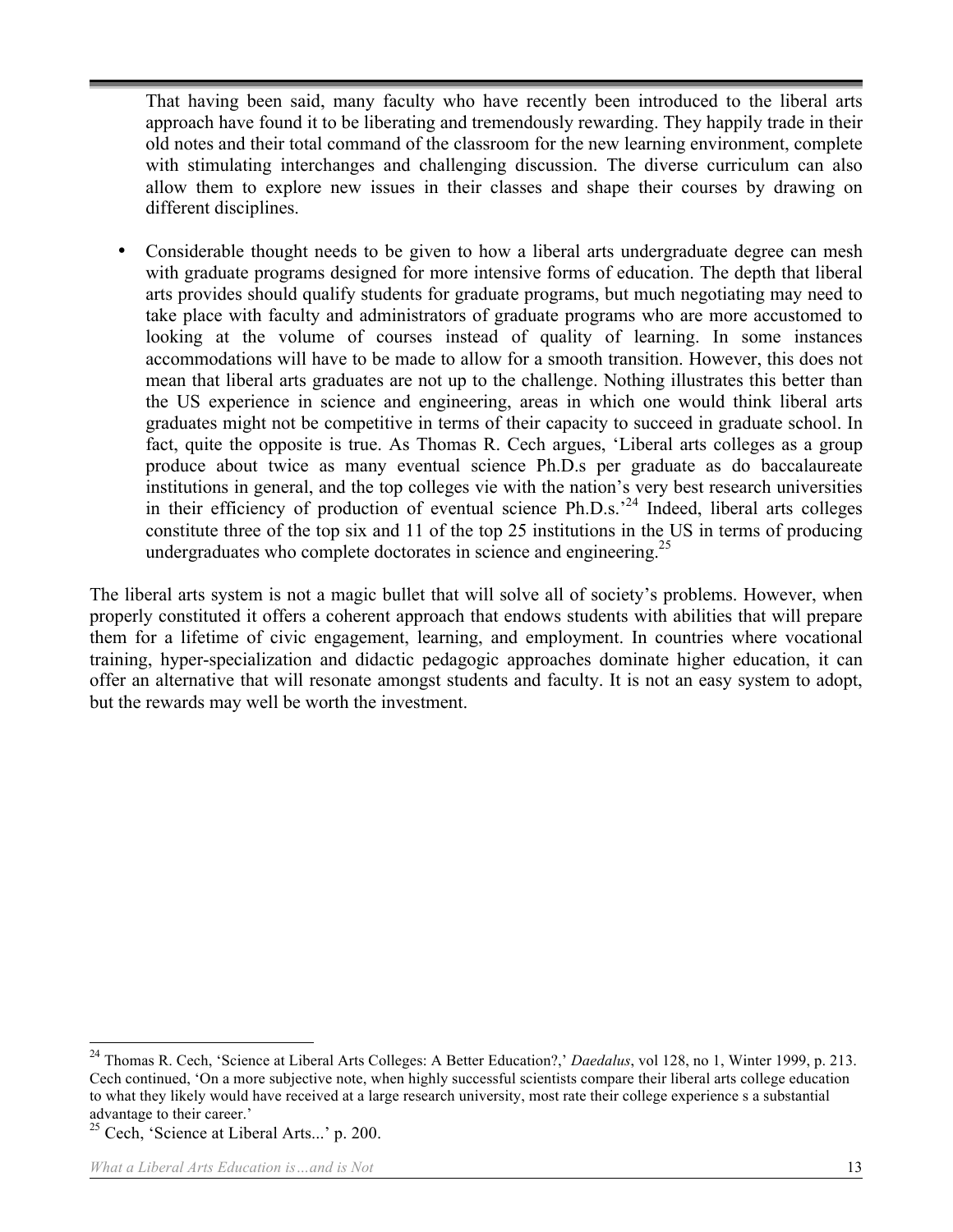That having been said, many faculty who have recently been introduced to the liberal arts approach have found it to be liberating and tremendously rewarding. They happily trade in their old notes and their total command of the classroom for the new learning environment, complete with stimulating interchanges and challenging discussion. The diverse curriculum can also allow them to explore new issues in their classes and shape their courses by drawing on different disciplines.

- Considerable thought needs to be given to how a liberal arts undergraduate degree can mesh with graduate programs designed for more intensive forms of education. The depth that liberal arts provides should qualify students for graduate programs, but much negotiating may need to take place with faculty and administrators of graduate programs who are more accustomed to looking at the volume of courses instead of quality of learning. In some instances accommodations will have to be made to allow for a smooth transition. However, this does not mean that liberal arts graduates are not up to the challenge. Nothing illustrates this better than the US experience in science and engineering, areas in which one would think liberal arts graduates might not be competitive in terms of their capacity to succeed in graduate school. In fact, quite the opposite is true. As Thomas R. Cech argues, 'Liberal arts colleges as a group produce about twice as many eventual science Ph.D.s per graduate as do baccalaureate institutions in general, and the top colleges vie with the nation's very best research universities in their efficiency of production of eventual science Ph.D.s.'[24] Indeed, liberal arts colleges constitute three of the top six and 11 of the top 25 institutions in the US in terms of producing undergraduates who complete doctorates in science and engineering.[25]

The liberal arts system is not a magic bullet that will solve all of society's problems. However, when properly constituted it offers a coherent approach that endows students with abilities that will prepare them for a lifetime of civic engagement, learning, and employment. In countries where vocational training, hyper-specialization and didactic pedagogic approaches dominate higher education, it can offer an alternative that will resonate amongst students and faculty. It is not an easy system to adopt, but the rewards may well be worth the investment.

---

[24] Thomas R. Cech, 'Science at Liberal Arts Colleges: A Better Education?,' *Daedalus*, vol 128, no 1, Winter 1999, p. 213. Cech continued, 'On a more subjective note, when highly successful scientists compare their liberal arts college education to what they likely would have received at a large research university, most rate their college experience s a substantial advantage to their career.'

[25] Cech, 'Science at Liberal Arts...' p. 200.